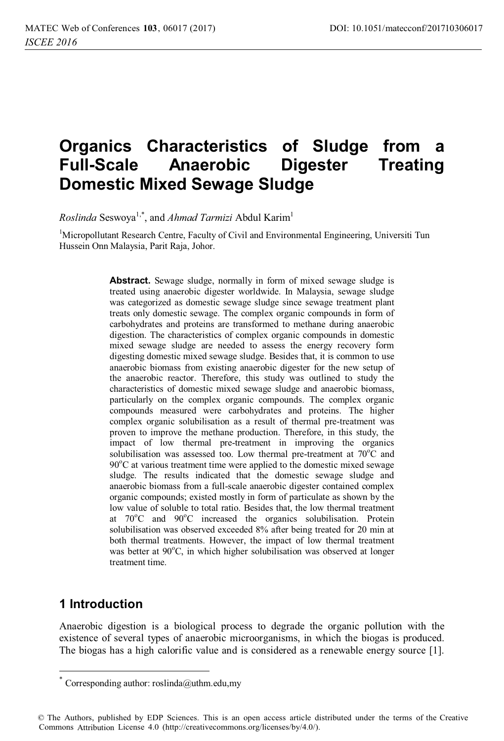# Organics Characteristics of Sludge from a Full-Scale Anaerobic Digester Treating Domestic Mixed Sewage Sludge

*Roslinda* Seswoya[1,*], and *Ahmad Tarmizi* Abdul Karim[1]

[1]Micropollutant Research Centre, Faculty of Civil and Environmental Engineering, Universiti Tun Hussein Onn Malaysia, Parit Raja, Johor.

> **Abstract.** Sewage sludge, normally in form of mixed sewage sludge is treated using anaerobic digester worldwide. In Malaysia, sewage sludge was categorized as domestic sewage sludge since sewage treatment plant treats only domestic sewage. The complex organic compounds in form of carbohydrates and proteins are transformed to methane during anaerobic digestion. The characteristics of complex organic compounds in domestic mixed sewage sludge are needed to assess the energy recovery form digesting domestic mixed sewage sludge. Besides that, it is common to use anaerobic biomass from existing anaerobic digester for the new setup of the anaerobic reactor. Therefore, this study was outlined to study the characteristics of domestic mixed sewage sludge and anaerobic biomass, particularly on the complex organic compounds. The complex organic compounds measured were carbohydrates and proteins. The higher complex organic solubilisation as a result of thermal pre-treatment was proven to improve the methane production. Therefore, in this study, the impact of low thermal pre-treatment in improving the organics solubilisation was assessed too. Low thermal pre-treatment at 70°C and 90°C at various treatment time were applied to the domestic mixed sewage sludge. The results indicated that the domestic sewage sludge and anaerobic biomass from a full-scale anaerobic digester contained complex organic compounds; existed mostly in form of particulate as shown by the low value of soluble to total ratio. Besides that, the low thermal treatment at 70°C and 90°C increased the organics solubilisation. Protein solubilisation was observed exceeded 8% after being treated for 20 min at both thermal treatments. However, the impact of low thermal treatment was better at 90°C, in which higher solubilisation was observed at longer treatment time.

## 1 Introduction

Anaerobic digestion is a biological process to degrade the organic pollution with the existence of several types of anaerobic microorganisms, in which the biogas is produced. The biogas has a high calorific value and is considered as a renewable energy source [1].

* Corresponding author: roslinda@uthm.edu,my

© The Authors, published by EDP Sciences. This is an open access article distributed under the terms of the Creative Commons Attribution License 4.0 (http://creativecommons.org/licenses/by/4.0/).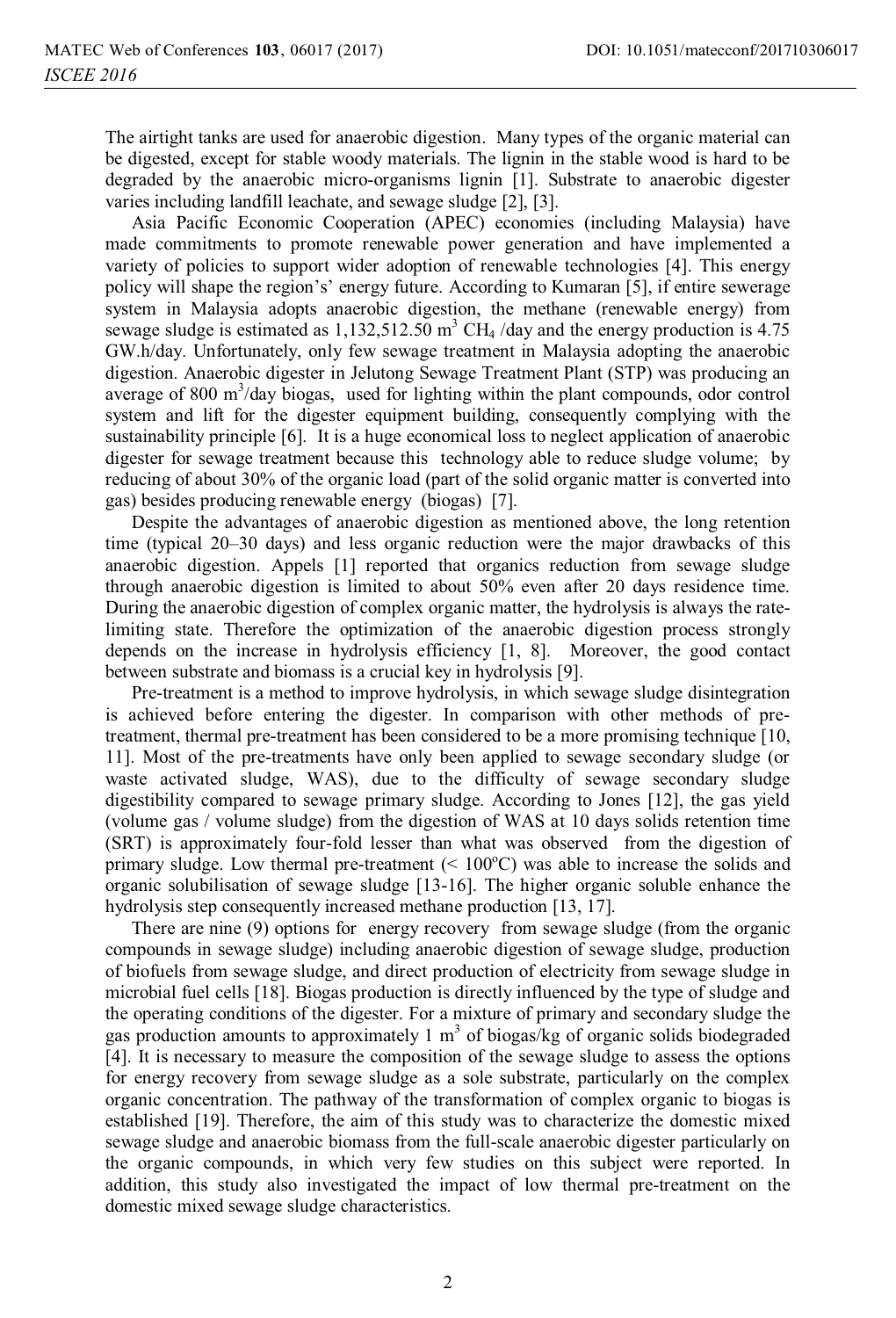The airtight tanks are used for anaerobic digestion. Many types of the organic material can be digested, except for stable woody materials. The lignin in the stable wood is hard to be degraded by the anaerobic micro-organisms lignin [1]. Substrate to anaerobic digester varies including landfill leachate, and sewage sludge [2], [3].

Asia Pacific Economic Cooperation (APEC) economies (including Malaysia) have made commitments to promote renewable power generation and have implemented a variety of policies to support wider adoption of renewable technologies [4]. This energy policy will shape the region's' energy future. According to Kumaran [5], if entire sewerage system in Malaysia adopts anaerobic digestion, the methane (renewable energy) from sewage sludge is estimated as 1,132,512.50 $m^3$ $CH_4$ /day and the energy production is 4.75 GW.h/day. Unfortunately, only few sewage treatment in Malaysia adopting the anaerobic digestion. Anaerobic digester in Jelutong Sewage Treatment Plant (STP) was producing an average of 800 $m^3$/day biogas, used for lighting within the plant compounds, odor control system and lift for the digester equipment building, consequently complying with the sustainability principle [6]. It is a huge economical loss to neglect application of anaerobic digester for sewage treatment because this technology able to reduce sludge volume; by reducing of about 30% of the organic load (part of the solid organic matter is converted into gas) besides producing renewable energy (biogas) [7].

Despite the advantages of anaerobic digestion as mentioned above, the long retention time (typical 20–30 days) and less organic reduction were the major drawbacks of this anaerobic digestion. Appels [1] reported that organics reduction from sewage sludge through anaerobic digestion is limited to about 50% even after 20 days residence time. During the anaerobic digestion of complex organic matter, the hydrolysis is always the rate-limiting state. Therefore the optimization of the anaerobic digestion process strongly depends on the increase in hydrolysis efficiency [1, 8]. Moreover, the good contact between substrate and biomass is a crucial key in hydrolysis [9].

Pre-treatment is a method to improve hydrolysis, in which sewage sludge disintegration is achieved before entering the digester. In comparison with other methods of pre-treatment, thermal pre-treatment has been considered to be a more promising technique [10, 11]. Most of the pre-treatments have only been applied to sewage secondary sludge (or waste activated sludge, WAS), due to the difficulty of sewage secondary sludge digestibility compared to sewage primary sludge. According to Jones [12], the gas yield (volume gas / volume sludge) from the digestion of WAS at 10 days solids retention time (SRT) is approximately four-fold lesser than what was observed from the digestion of primary sludge. Low thermal pre-treatment (< 100$^o$C) was able to increase the solids and organic solubilisation of sewage sludge [13-16]. The higher organic soluble enhance the hydrolysis step consequently increased methane production [13, 17].

There are nine (9) options for energy recovery from sewage sludge (from the organic compounds in sewage sludge) including anaerobic digestion of sewage sludge, production of biofuels from sewage sludge, and direct production of electricity from sewage sludge in microbial fuel cells [18]. Biogas production is directly influenced by the type of sludge and the operating conditions of the digester. For a mixture of primary and secondary sludge the gas production amounts to approximately 1 $m^3$ of biogas/kg of organic solids biodegraded [4]. It is necessary to measure the composition of the sewage sludge to assess the options for energy recovery from sewage sludge as a sole substrate, particularly on the complex organic concentration. The pathway of the transformation of complex organic to biogas is established [19]. Therefore, the aim of this study was to characterize the domestic mixed sewage sludge and anaerobic biomass from the full-scale anaerobic digester particularly on the organic compounds, in which very few studies on this subject were reported. In addition, this study also investigated the impact of low thermal pre-treatment on the domestic mixed sewage sludge characteristics.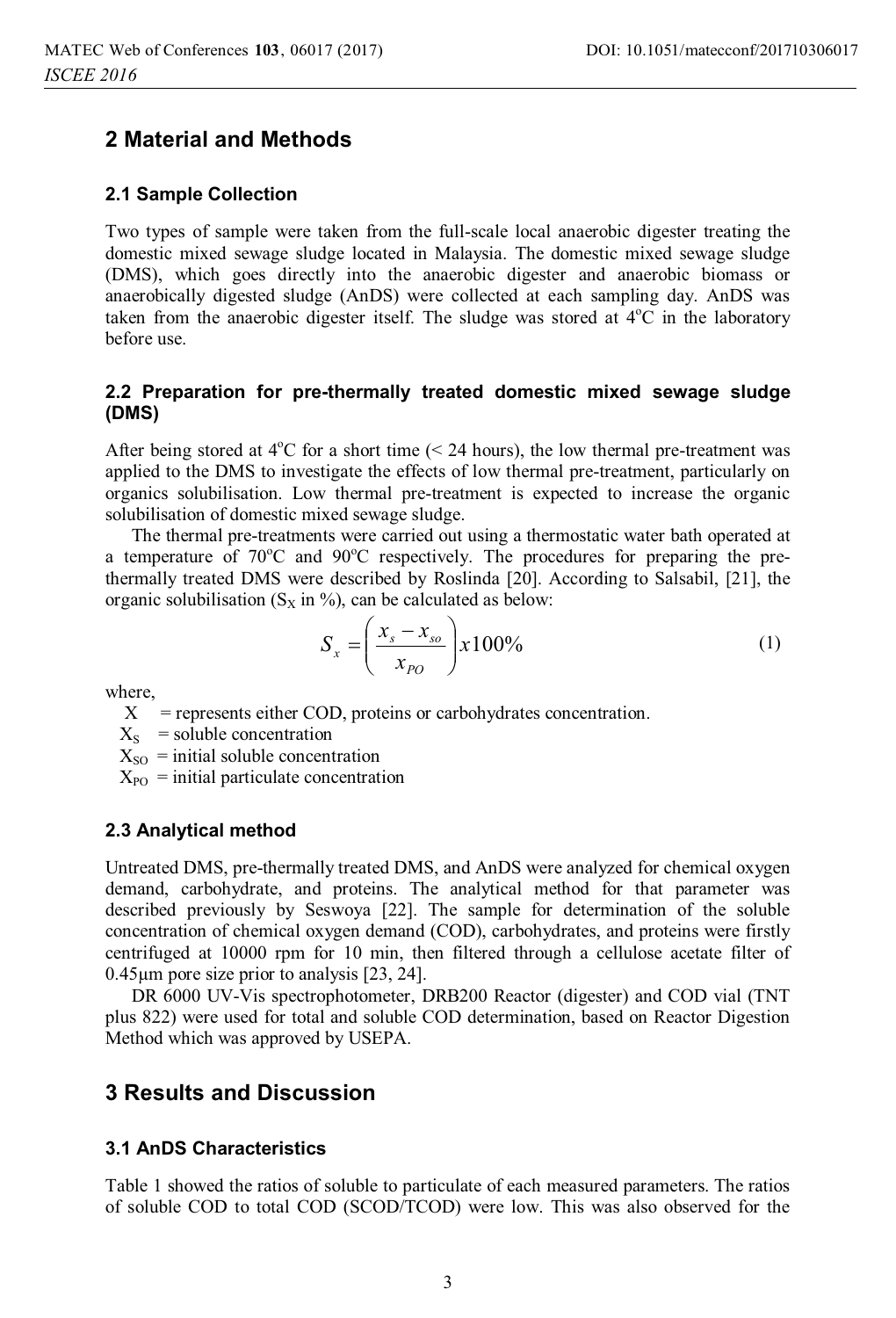## 2 Material and Methods

### 2.1 Sample Collection

Two types of sample were taken from the full-scale local anaerobic digester treating the domestic mixed sewage sludge located in Malaysia. The domestic mixed sewage sludge (DMS), which goes directly into the anaerobic digester and anaerobic biomass or anaerobically digested sludge (AnDS) were collected at each sampling day. AnDS was taken from the anaerobic digester itself. The sludge was stored at 4°C in the laboratory before use.

### 2.2 Preparation for pre-thermally treated domestic mixed sewage sludge (DMS)

After being stored at 4°C for a short time (< 24 hours), the low thermal pre-treatment was applied to the DMS to investigate the effects of low thermal pre-treatment, particularly on organics solubilisation. Low thermal pre-treatment is expected to increase the organic solubilisation of domestic mixed sewage sludge.

The thermal pre-treatments were carried out using a thermostatic water bath operated at a temperature of 70°C and 90°C respectively. The procedures for preparing the pre-thermally treated DMS were described by Roslinda [20]. According to Salsabil, [21], the organic solubilisation ($S_X$ in %), can be calculated as below:

$$S_x = \left( \frac{x_s - x_{so}}{x_{PO}} \right) x100\% \tag{1}$$

where,

- X = represents either COD, proteins or carbohydrates concentration.
- $X_S$ = soluble concentration
- $X_{SO}$ = initial soluble concentration
- $X_{PO}$ = initial particulate concentration

### 2.3 Analytical method

Untreated DMS, pre-thermally treated DMS, and AnDS were analyzed for chemical oxygen demand, carbohydrate, and proteins. The analytical method for that parameter was described previously by Seswoya [22]. The sample for determination of the soluble concentration of chemical oxygen demand (COD), carbohydrates, and proteins were firstly centrifuged at 10000 rpm for 10 min, then filtered through a cellulose acetate filter of 0.45µm pore size prior to analysis [23, 24].

DR 6000 UV-Vis spectrophotometer, DRB200 Reactor (digester) and COD vial (TNT plus 822) were used for total and soluble COD determination, based on Reactor Digestion Method which was approved by USEPA.

## 3 Results and Discussion

### 3.1 AnDS Characteristics

Table 1 showed the ratios of soluble to particulate of each measured parameters. The ratios of soluble COD to total COD (SCOD/TCOD) were low. This was also observed for the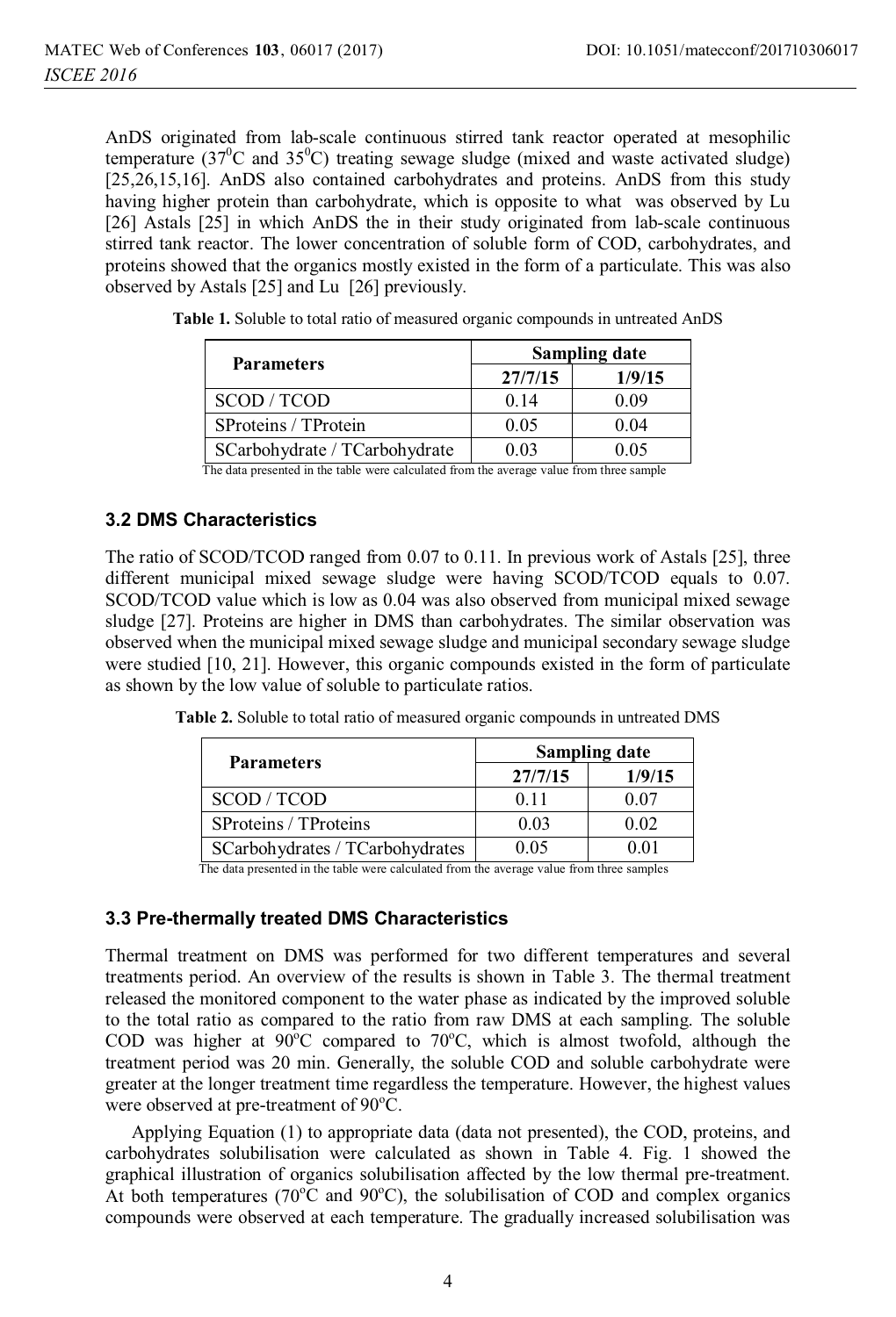AnDS originated from lab-scale continuous stirred tank reactor operated at mesophilic temperature ($37^0$C and $35^0$C) treating sewage sludge (mixed and waste activated sludge) [25,26,15,16]. AnDS also contained carbohydrates and proteins. AnDS from this study having higher protein than carbohydrate, which is opposite to what was observed by Lu [26] Astals [25] in which AnDS the in their study originated from lab-scale continuous stirred tank reactor. The lower concentration of soluble form of COD, carbohydrates, and proteins showed that the organics mostly existed in the form of a particulate. This was also observed by Astals [25] and Lu [26] previously.

**Table 1.** Soluble to total ratio of measured organic compounds in untreated AnDS

| Parameters | Sampling date | |
|---|---|---|
| | 27/7/15 | 1/9/15 |
| SCOD / TCOD | 0.14 | 0.09 |
| SProteins / TProtein | 0.05 | 0.04 |
| SCarbohydrate / TCarbohydrate | 0.03 | 0.05 |

The data presented in the table were calculated from the average value from three sample

### 3.2 DMS Characteristics

The ratio of SCOD/TCOD ranged from 0.07 to 0.11. In previous work of Astals [25], three different municipal mixed sewage sludge were having SCOD/TCOD equals to 0.07. SCOD/TCOD value which is low as 0.04 was also observed from municipal mixed sewage sludge [27]. Proteins are higher in DMS than carbohydrates. The similar observation was observed when the municipal mixed sewage sludge and municipal secondary sewage sludge were studied [10, 21]. However, this organic compounds existed in the form of particulate as shown by the low value of soluble to particulate ratios.

**Table 2.** Soluble to total ratio of measured organic compounds in untreated DMS

| Parameters | Sampling date | |
|---|---|---|
| | 27/7/15 | 1/9/15 |
| SCOD / TCOD | 0.11 | 0.07 |
| SProteins / TProteins | 0.03 | 0.02 |
| SCarbohydrates / TCarbohydrates | 0.05 | 0.01 |

The data presented in the table were calculated from the average value from three samples

### 3.3 Pre-thermally treated DMS Characteristics

Thermal treatment on DMS was performed for two different temperatures and several treatments period. An overview of the results is shown in Table 3. The thermal treatment released the monitored component to the water phase as indicated by the improved soluble to the total ratio as compared to the ratio from raw DMS at each sampling. The soluble COD was higher at 90°C compared to 70°C, which is almost twofold, although the treatment period was 20 min. Generally, the soluble COD and soluble carbohydrate were greater at the longer treatment time regardless the temperature. However, the highest values were observed at pre-treatment of 90°C.

Applying Equation (1) to appropriate data (data not presented), the COD, proteins, and carbohydrates solubilisation were calculated as shown in Table 4. Fig. 1 showed the graphical illustration of organics solubilisation affected by the low thermal pre-treatment. At both temperatures (70°C and 90°C), the solubilisation of COD and complex organics compounds were observed at each temperature. The gradually increased solubilisation was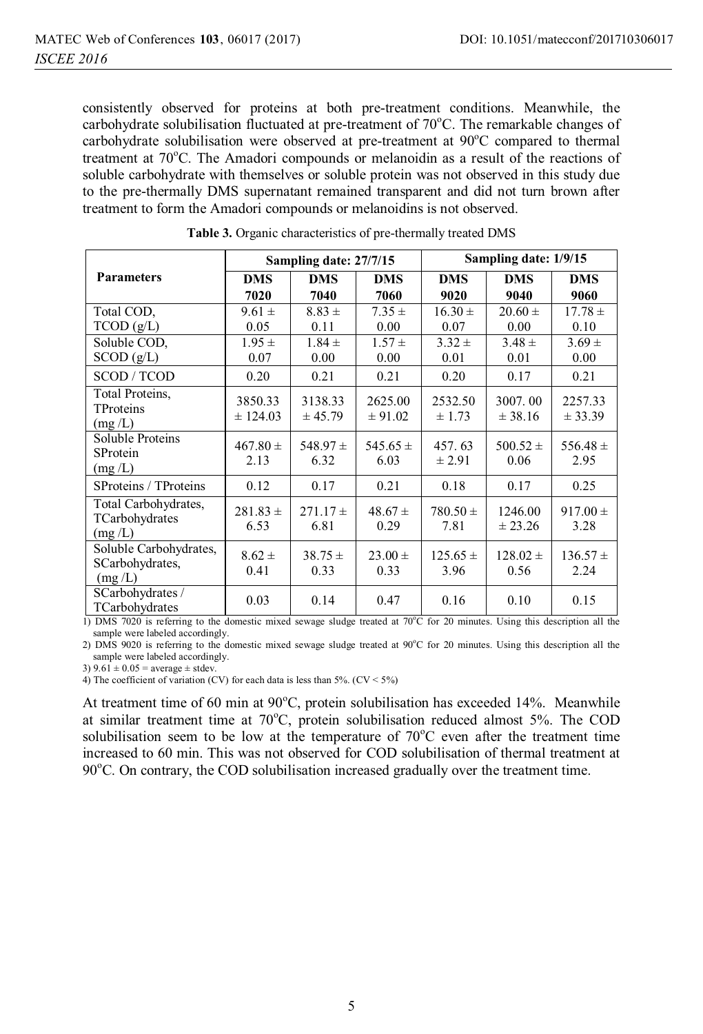consistently observed for proteins at both pre-treatment conditions. Meanwhile, the carbohydrate solubilisation fluctuated at pre-treatment of 70°C. The remarkable changes of carbohydrate solubilisation were observed at pre-treatment at 90°C compared to thermal treatment at 70°C. The Amadori compounds or melanoidin as a result of the reactions of soluble carbohydrate with themselves or soluble protein was not observed in this study due to the pre-thermally DMS supernatant remained transparent and did not turn brown after treatment to form the Amadori compounds or melanoidins is not observed.

**Table 3.** Organic characteristics of pre-thermally treated DMS

| Parameters | Sampling date: 27/7/15 | | | Sampling date: 1/9/15 | | |
|---|---|---|---|---|---|---|
| | DMS 7020 | DMS 7040 | DMS 7060 | DMS 9020 | DMS 9040 | DMS 9060 |
| Total COD, TCOD (g/L) | 9.61 ± 0.05 | 8.83 ± 0.11 | 7.35 ± 0.00 | 16.30 ± 0.07 | 20.60 ± 0.00 | 17.78 ± 0.10 |
| Soluble COD, SCOD (g/L) | 1.95 ± 0.07 | 1.84 ± 0.00 | 1.57 ± 0.00 | 3.32 ± 0.01 | 3.48 ± 0.01 | 3.69 ± 0.00 |
| SCOD / TCOD | 0.20 | 0.21 | 0.21 | 0.20 | 0.17 | 0.21 |
| Total Proteins, TProteins (mg /L) | 3850.33 ± 124.03 | 3138.33 ± 45.79 | 2625.00 ± 91.02 | 2532.50 ± 1.73 | 3007. 00 ± 38.16 | 2257.33 ± 33.39 |
| Soluble Proteins SProtein (mg /L) | 467.80 ± 2.13 | 548.97 ± 6.32 | 545.65 ± 6.03 | 457. 63 ± 2.91 | 500.52 ± 0.06 | 556.48 ± 2.95 |
| SProteins / TProteins | 0.12 | 0.17 | 0.21 | 0.18 | 0.17 | 0.25 |
| Total Carbohydrates, TCarbohydrates (mg /L) | 281.83 ± 6.53 | 271.17 ± 6.81 | 48.67 ± 0.29 | 780.50 ± 7.81 | 1246.00 ± 23.26 | 917.00 ± 3.28 |
| Soluble Carbohydrates, SCarbohydrates, (mg /L) | 8.62 ± 0.41 | 38.75 ± 0.33 | 23.00 ± 0.33 | 125.65 ± 3.96 | 128.02 ± 0.56 | 136.57 ± 2.24 |
| SCarbohydrates / TCarbohydrates | 0.03 | 0.14 | 0.47 | 0.16 | 0.10 | 0.15 |

1) DMS 7020 is referring to the domestic mixed sewage sludge treated at 70°C for 20 minutes. Using this description all the sample were labeled accordingly.
2) DMS 9020 is referring to the domestic mixed sewage sludge treated at 90°C for 20 minutes. Using this description all the sample were labeled accordingly.
3) 9.61 ± 0.05 = average ± stdev.
4) The coefficient of variation (CV) for each data is less than 5%. (CV < 5%)

At treatment time of 60 min at 90°C, protein solubilisation has exceeded 14%. Meanwhile at similar treatment time at 70°C, protein solubilisation reduced almost 5%. The COD solubilisation seem to be low at the temperature of 70°C even after the treatment time increased to 60 min. This was not observed for COD solubilisation of thermal treatment at 90°C. On contrary, the COD solubilisation increased gradually over the treatment time.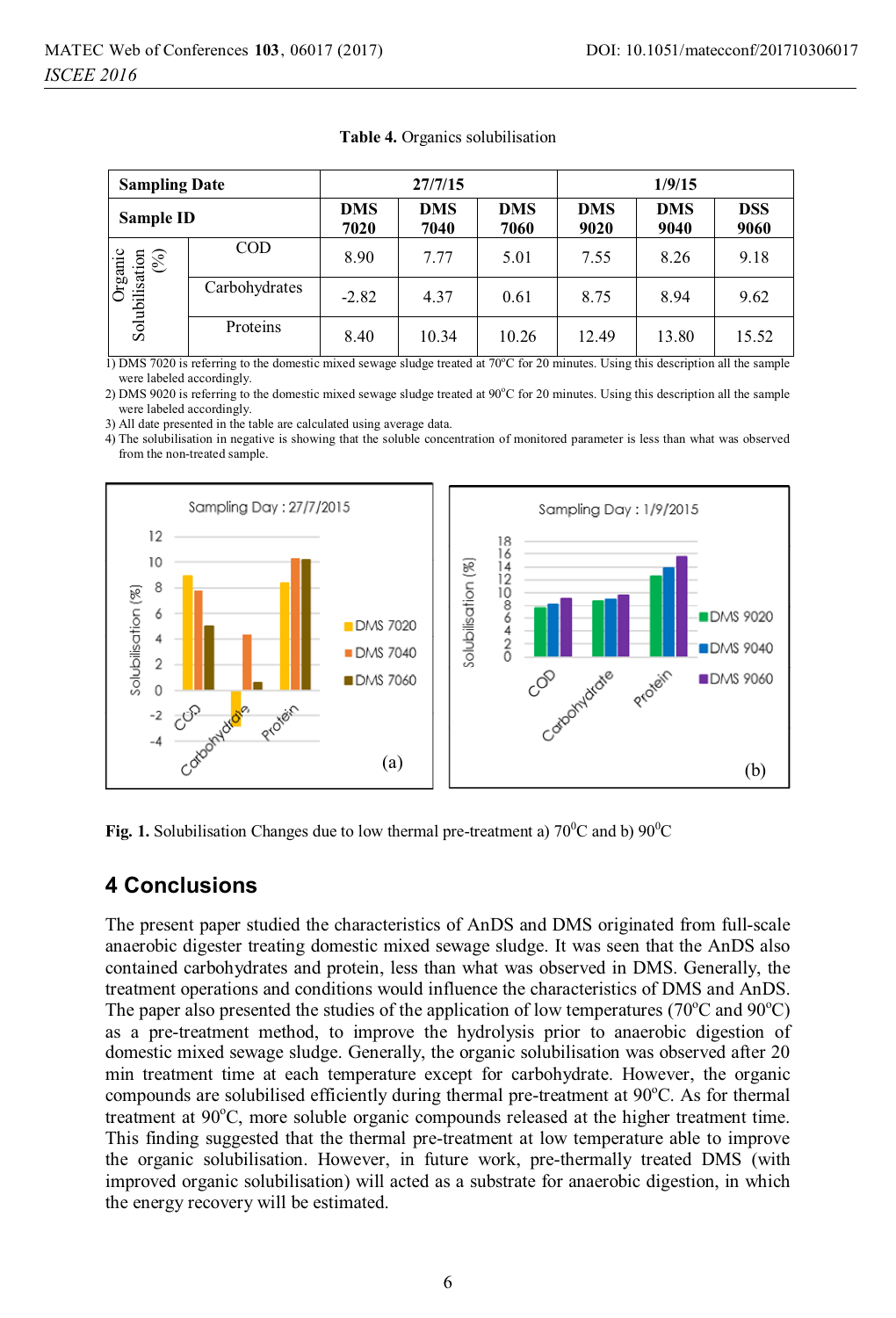**Table 4.** Organics solubilisation

| Sampling Date | | 27/7/15 | | | 1/9/15 | | |
|---|---|---|---|---|---|---|---|
| Sample ID | | DMS 7020 | DMS 7040 | DMS 7060 | DMS 9020 | DMS 9040 | DSS 9060 |
| Organic Solubilisation (%) | COD | 8.90 | 7.77 | 5.01 | 7.55 | 8.26 | 9.18 |
| | Carbohydrates | -2.82 | 4.37 | 0.61 | 8.75 | 8.94 | 9.62 |
| | Proteins | 8.40 | 10.34 | 10.26 | 12.49 | 13.80 | 15.52 |

1) DMS 7020 is referring to the domestic mixed sewage sludge treated at 70°C for 20 minutes. Using this description all the sample were labeled accordingly.
2) DMS 9020 is referring to the domestic mixed sewage sludge treated at 90°C for 20 minutes. Using this description all the sample were labeled accordingly.
3) All date presented in the table are calculated using average data.
4) The solubilisation in negative is showing that the soluble concentration of monitored parameter is less than what was observed from the non-treated sample.

**Fig. 1.** Solubilisation Changes due to low thermal pre-treatment a) 70°C and b) 90°C

## 4 Conclusions

The present paper studied the characteristics of AnDS and DMS originated from full-scale anaerobic digester treating domestic mixed sewage sludge. It was seen that the AnDS also contained carbohydrates and protein, less than what was observed in DMS. Generally, the treatment operations and conditions would influence the characteristics of DMS and AnDS. The paper also presented the studies of the application of low temperatures (70°C and 90°C) as a pre-treatment method, to improve the hydrolysis prior to anaerobic digestion of domestic mixed sewage sludge. Generally, the organic solubilisation was observed after 20 min treatment time at each temperature except for carbohydrate. However, the organic compounds are solubilised efficiently during thermal pre-treatment at 90°C. As for thermal treatment at 90°C, more soluble organic compounds released at the higher treatment time. This finding suggested that the thermal pre-treatment at low temperature able to improve the organic solubilisation. However, in future work, pre-thermally treated DMS (with improved organic solubilisation) will acted as a substrate for anaerobic digestion, in which the energy recovery will be estimated.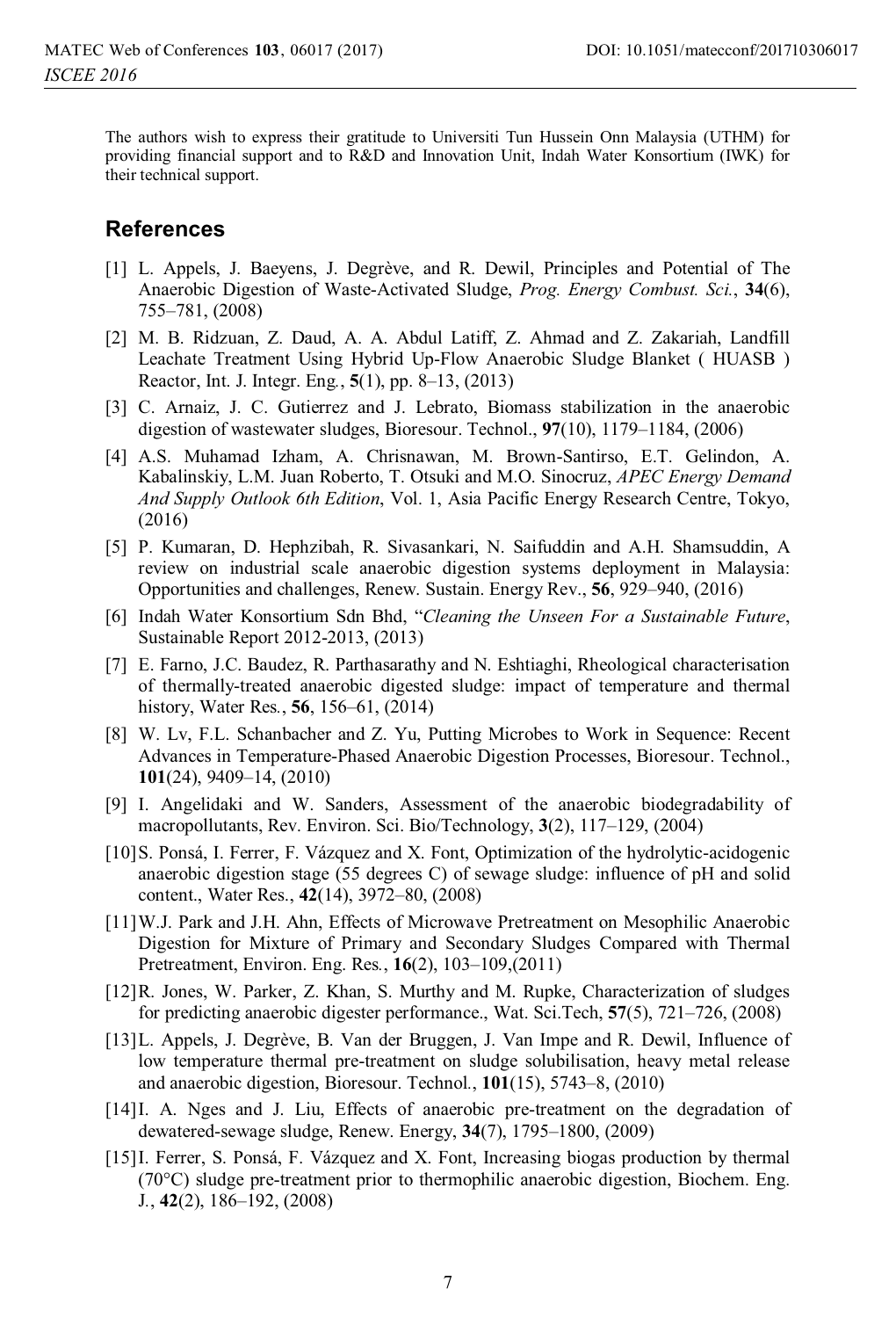The authors wish to express their gratitude to Universiti Tun Hussein Onn Malaysia (UTHM) for providing financial support and to R&D and Innovation Unit, Indah Water Konsortium (IWK) for their technical support.

## References

[1] L. Appels, J. Baeyens, J. Degrève, and R. Dewil, Principles and Potential of The Anaerobic Digestion of Waste-Activated Sludge, *Prog. Energy Combust. Sci.*, **34**(6), 755–781, (2008)

[2] M. B. Ridzuan, Z. Daud, A. A. Abdul Latiff, Z. Ahmad and Z. Zakariah, Landfill Leachate Treatment Using Hybrid Up-Flow Anaerobic Sludge Blanket ( HUASB ) Reactor, Int. J. Integr. Eng., **5**(1), pp. 8–13, (2013)

[3] C. Arnaiz, J. C. Gutierrez and J. Lebrato, Biomass stabilization in the anaerobic digestion of wastewater sludges, Bioresour. Technol., **97**(10), 1179–1184, (2006)

[4] A.S. Muhamad Izham, A. Chrisnawan, M. Brown-Santirso, E.T. Gelindon, A. Kabalinskiy, L.M. Juan Roberto, T. Otsuki and M.O. Sinocruz, *APEC Energy Demand And Supply Outlook 6th Edition*, Vol. 1, Asia Pacific Energy Research Centre, Tokyo, (2016)

[5] P. Kumaran, D. Hephzibah, R. Sivasankari, N. Saifuddin and A.H. Shamsuddin, A review on industrial scale anaerobic digestion systems deployment in Malaysia: Opportunities and challenges, Renew. Sustain. Energy Rev., **56**, 929–940, (2016)

[6] Indah Water Konsortium Sdn Bhd, "*Cleaning the Unseen For a Sustainable Future*, Sustainable Report 2012-2013, (2013)

[7] E. Farno, J.C. Baudez, R. Parthasarathy and N. Eshtiaghi, Rheological characterisation of thermally-treated anaerobic digested sludge: impact of temperature and thermal history, Water Res., **56**, 156–61, (2014)

[8] W. Lv, F.L. Schanbacher and Z. Yu, Putting Microbes to Work in Sequence: Recent Advances in Temperature-Phased Anaerobic Digestion Processes, Bioresour. Technol., **101**(24), 9409–14, (2010)

[9] I. Angelidaki and W. Sanders, Assessment of the anaerobic biodegradability of macropollutants, Rev. Environ. Sci. Bio/Technology, **3**(2), 117–129, (2004)

[10] S. Ponsá, I. Ferrer, F. Vázquez and X. Font, Optimization of the hydrolytic-acidogenic anaerobic digestion stage (55 degrees C) of sewage sludge: influence of pH and solid content., Water Res., **42**(14), 3972–80, (2008)

[11] W.J. Park and J.H. Ahn, Effects of Microwave Pretreatment on Mesophilic Anaerobic Digestion for Mixture of Primary and Secondary Sludges Compared with Thermal Pretreatment, Environ. Eng. Res., **16**(2), 103–109,(2011)

[12] R. Jones, W. Parker, Z. Khan, S. Murthy and M. Rupke, Characterization of sludges for predicting anaerobic digester performance., Wat. Sci.Tech, **57**(5), 721–726, (2008)

[13] L. Appels, J. Degrève, B. Van der Bruggen, J. Van Impe and R. Dewil, Influence of low temperature thermal pre-treatment on sludge solubilisation, heavy metal release and anaerobic digestion, Bioresour. Technol., **101**(15), 5743–8, (2010)

[14] I. A. Nges and J. Liu, Effects of anaerobic pre-treatment on the degradation of dewatered-sewage sludge, Renew. Energy, **34**(7), 1795–1800, (2009)

[15] I. Ferrer, S. Ponsá, F. Vázquez and X. Font, Increasing biogas production by thermal (70°C) sludge pre-treatment prior to thermophilic anaerobic digestion, Biochem. Eng. J., **42**(2), 186–192, (2008)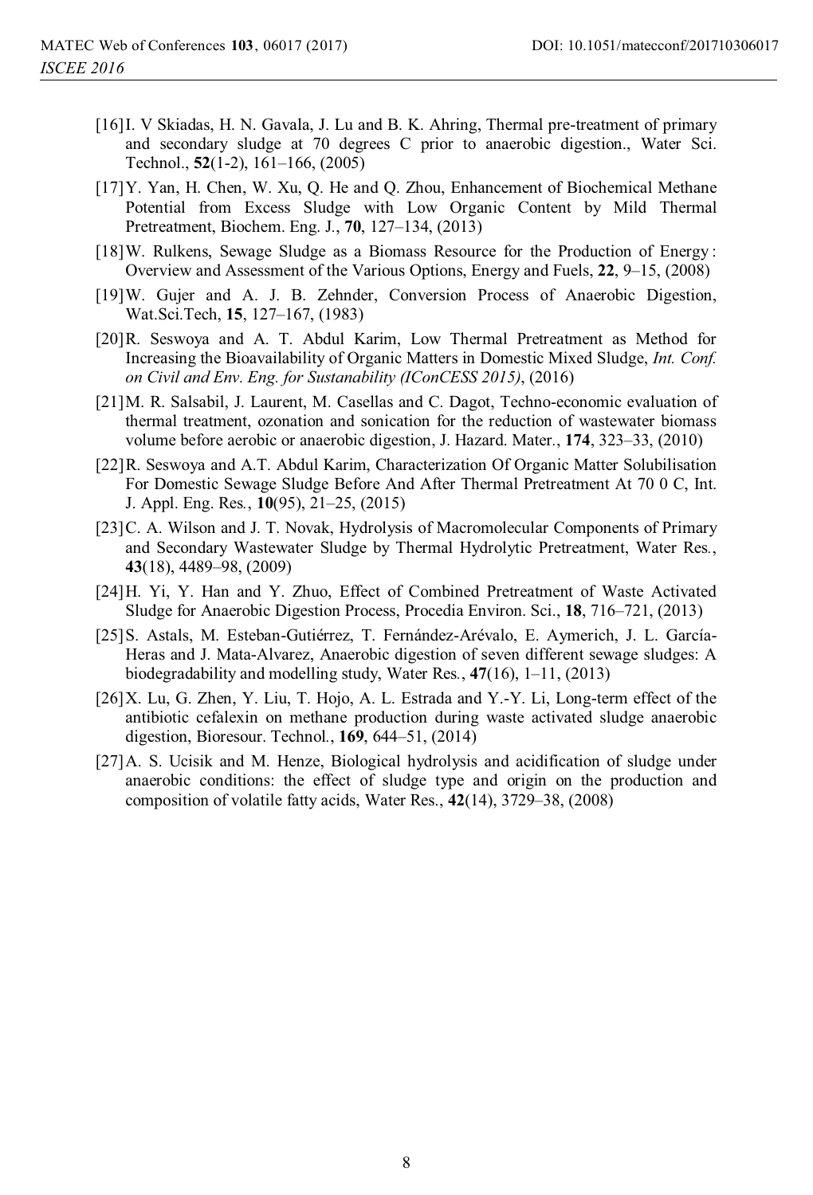[16] I. V Skiadas, H. N. Gavala, J. Lu and B. K. Ahring, Thermal pre-treatment of primary and secondary sludge at 70 degrees C prior to anaerobic digestion., Water Sci. Technol., **52**(1-2), 161–166, (2005)

[17] Y. Yan, H. Chen, W. Xu, Q. He and Q. Zhou, Enhancement of Biochemical Methane Potential from Excess Sludge with Low Organic Content by Mild Thermal Pretreatment, Biochem. Eng. J., **70**, 127–134, (2013)

[18] W. Rulkens, Sewage Sludge as a Biomass Resource for the Production of Energy : Overview and Assessment of the Various Options, Energy and Fuels, **22**, 9–15, (2008)

[19] W. Gujer and A. J. B. Zehnder, Conversion Process of Anaerobic Digestion, Wat.Sci.Tech, **15**, 127–167, (1983)

[20] R. Seswoya and A. T. Abdul Karim, Low Thermal Pretreatment as Method for Increasing the Bioavailability of Organic Matters in Domestic Mixed Sludge, *Int. Conf. on Civil and Env. Eng. for Sustanability (IConCESS 2015)*, (2016)

[21] M. R. Salsabil, J. Laurent, M. Casellas and C. Dagot, Techno-economic evaluation of thermal treatment, ozonation and sonication for the reduction of wastewater biomass volume before aerobic or anaerobic digestion, J. Hazard. Mater., **174**, 323–33, (2010)

[22] R. Seswoya and A.T. Abdul Karim, Characterization Of Organic Matter Solubilisation For Domestic Sewage Sludge Before And After Thermal Pretreatment At 70 0 C, Int. J. Appl. Eng. Res., **10**(95), 21–25, (2015)

[23] C. A. Wilson and J. T. Novak, Hydrolysis of Macromolecular Components of Primary and Secondary Wastewater Sludge by Thermal Hydrolytic Pretreatment, Water Res., **43**(18), 4489–98, (2009)

[24] H. Yi, Y. Han and Y. Zhuo, Effect of Combined Pretreatment of Waste Activated Sludge for Anaerobic Digestion Process, Procedia Environ. Sci., **18**, 716–721, (2013)

[25] S. Astals, M. Esteban-Gutiérrez, T. Fernández-Arévalo, E. Aymerich, J. L. García-Heras and J. Mata-Alvarez, Anaerobic digestion of seven different sewage sludges: A biodegradability and modelling study, Water Res., **47**(16), 1–11, (2013)

[26] X. Lu, G. Zhen, Y. Liu, T. Hojo, A. L. Estrada and Y.-Y. Li, Long-term effect of the antibiotic cefalexin on methane production during waste activated sludge anaerobic digestion, Bioresour. Technol., **169**, 644–51, (2014)

[27] A. S. Ucisik and M. Henze, Biological hydrolysis and acidification of sludge under anaerobic conditions: the effect of sludge type and origin on the production and composition of volatile fatty acids, Water Res., **42**(14), 3729–38, (2008)